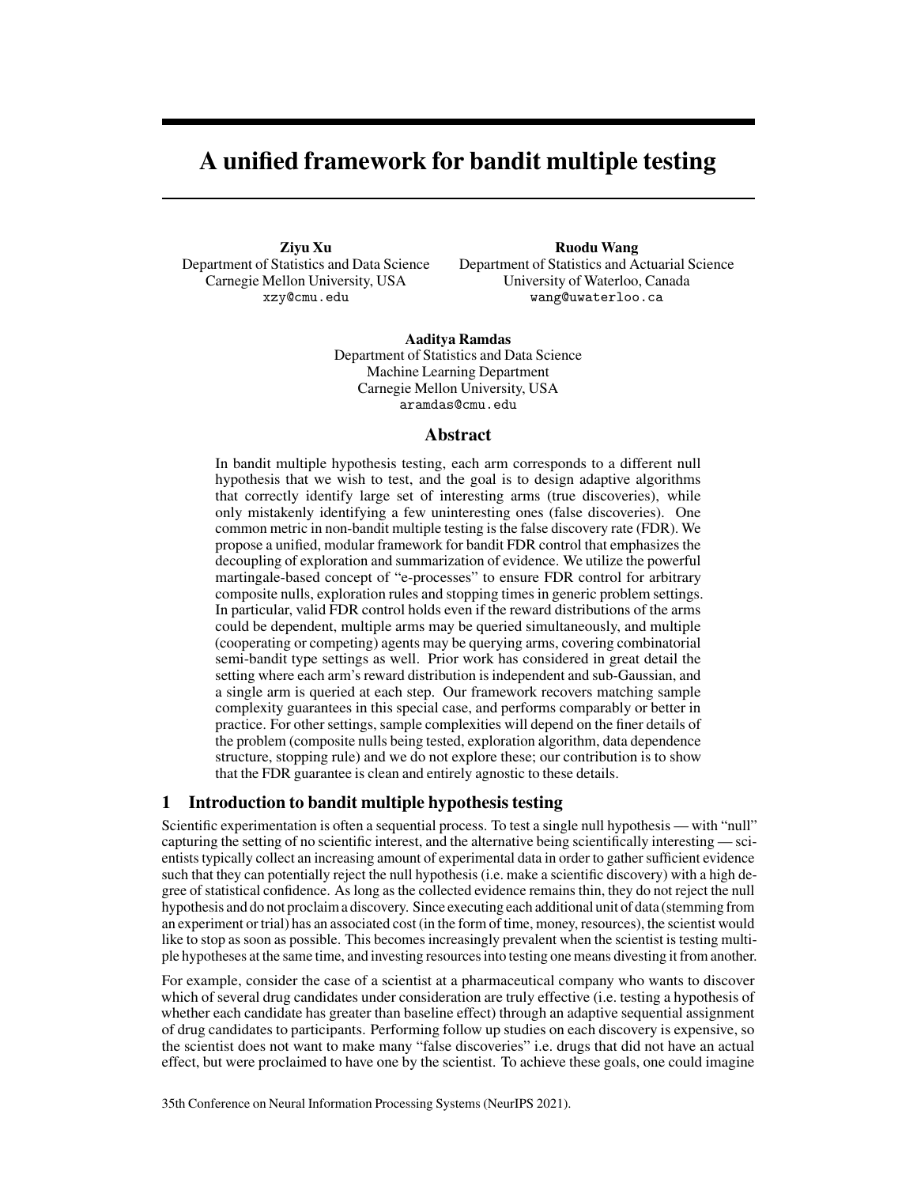# A unified framework for bandit multiple testing

**Ziyu Xu**
Department of Statistics and Data Science
Carnegie Mellon University, USA
xzy@cmu.edu

**Ruodu Wang**
Department of Statistics and Actuarial Science
University of Waterloo, Canada
wang@uwaterloo.ca

**Aaditya Ramdas**
Department of Statistics and Data Science
Machine Learning Department
Carnegie Mellon University, USA
aramdas@cmu.edu

## Abstract

In bandit multiple hypothesis testing, each arm corresponds to a different null hypothesis that we wish to test, and the goal is to design adaptive algorithms that correctly identify large set of interesting arms (true discoveries), while only mistakenly identifying a few uninteresting ones (false discoveries). One common metric in non-bandit multiple testing is the false discovery rate (FDR). We propose a unified, modular framework for bandit FDR control that emphasizes the decoupling of exploration and summarization of evidence. We utilize the powerful martingale-based concept of "e-processes" to ensure FDR control for arbitrary composite nulls, exploration rules and stopping times in generic problem settings. In particular, valid FDR control holds even if the reward distributions of the arms could be dependent, multiple arms may be queried simultaneously, and multiple (cooperating or competing) agents may be querying arms, covering combinatorial semi-bandit type settings as well. Prior work has considered in great detail the setting where each arm's reward distribution is independent and sub-Gaussian, and a single arm is queried at each step. Our framework recovers matching sample complexity guarantees in this special case, and performs comparably or better in practice. For other settings, sample complexities will depend on the finer details of the problem (composite nulls being tested, exploration algorithm, data dependence structure, stopping rule) and we do not explore these; our contribution is to show that the FDR guarantee is clean and entirely agnostic to these details.

## 1 Introduction to bandit multiple hypothesis testing

Scientific experimentation is often a sequential process. To test a single null hypothesis — with "null" capturing the setting of no scientific interest, and the alternative being scientifically interesting — scientists typically collect an increasing amount of experimental data in order to gather sufficient evidence such that they can potentially reject the null hypothesis (i.e. make a scientific discovery) with a high degree of statistical confidence. As long as the collected evidence remains thin, they do not reject the null hypothesis and do not proclaim a discovery. Since executing each additional unit of data (stemming from an experiment or trial) has an associated cost (in the form of time, money, resources), the scientist would like to stop as soon as possible. This becomes increasingly prevalent when the scientist is testing multiple hypotheses at the same time, and investing resources into testing one means divesting it from another.

For example, consider the case of a scientist at a pharmaceutical company who wants to discover which of several drug candidates under consideration are truly effective (i.e. testing a hypothesis of whether each candidate has greater than baseline effect) through an adaptive sequential assignment of drug candidates to participants. Performing follow up studies on each discovery is expensive, so the scientist does not want to make many "false discoveries" i.e. drugs that did not have an actual effect, but were proclaimed to have one by the scientist. To achieve these goals, one could imagine

35th Conference on Neural Information Processing Systems (NeurIPS 2021).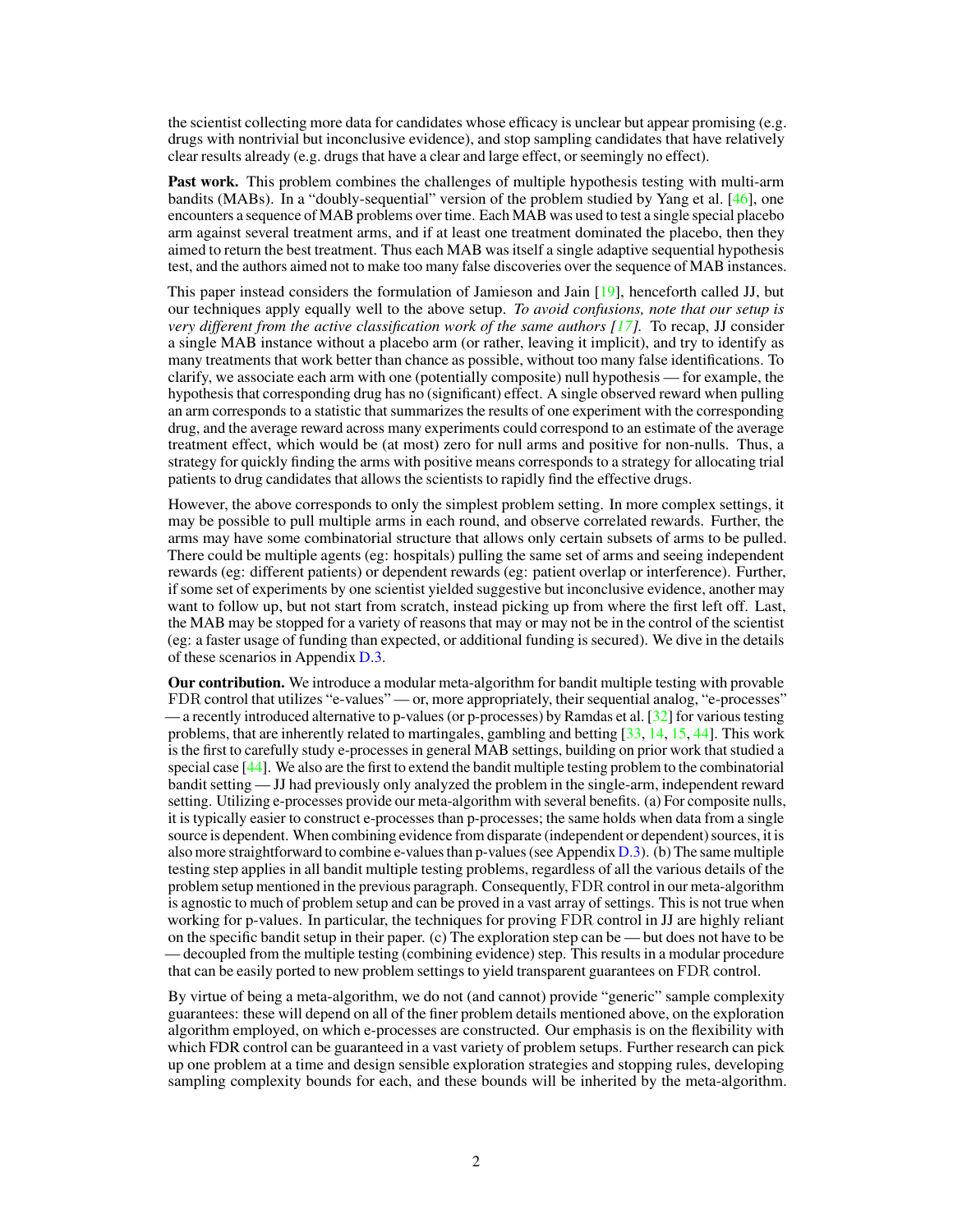the scientist collecting more data for candidates whose efficacy is unclear but appear promising (e.g. drugs with nontrivial but inconclusive evidence), and stop sampling candidates that have relatively clear results already (e.g. drugs that have a clear and large effect, or seemingly no effect).

**Past work.** This problem combines the challenges of multiple hypothesis testing with multi-arm bandits (MABs). In a "doubly-sequential" version of the problem studied by Yang et al. [46], one encounters a sequence of MAB problems over time. Each MAB was used to test a single special placebo arm against several treatment arms, and if at least one treatment dominated the placebo, then they aimed to return the best treatment. Thus each MAB was itself a single adaptive sequential hypothesis test, and the authors aimed not to make too many false discoveries over the sequence of MAB instances.

This paper instead considers the formulation of Jamieson and Jain [19], henceforth called JJ, but our techniques apply equally well to the above setup. *To avoid confusions, note that our setup is very different from the active classification work of the same authors [17].* To recap, JJ consider a single MAB instance without a placebo arm (or rather, leaving it implicit), and try to identify as many treatments that work better than chance as possible, without too many false identifications. To clarify, we associate each arm with one (potentially composite) null hypothesis — for example, the hypothesis that corresponding drug has no (significant) effect. A single observed reward when pulling an arm corresponds to a statistic that summarizes the results of one experiment with the corresponding drug, and the average reward across many experiments could correspond to an estimate of the average treatment effect, which would be (at most) zero for null arms and positive for non-nulls. Thus, a strategy for quickly finding the arms with positive means corresponds to a strategy for allocating trial patients to drug candidates that allows the scientists to rapidly find the effective drugs.

However, the above corresponds to only the simplest problem setting. In more complex settings, it may be possible to pull multiple arms in each round, and observe correlated rewards. Further, the arms may have some combinatorial structure that allows only certain subsets of arms to be pulled. There could be multiple agents (eg: hospitals) pulling the same set of arms and seeing independent rewards (eg: different patients) or dependent rewards (eg: patient overlap or interference). Further, if some set of experiments by one scientist yielded suggestive but inconclusive evidence, another may want to follow up, but not start from scratch, instead picking up from where the first left off. Last, the MAB may be stopped for a variety of reasons that may or may not be in the control of the scientist (eg: a faster usage of funding than expected, or additional funding is secured). We dive in the details of these scenarios in Appendix D.3.

**Our contribution.** We introduce a modular meta-algorithm for bandit multiple testing with provable FDR control that utilizes "e-values" — or, more appropriately, their sequential analog, "e-processes" — a recently introduced alternative to p-values (or p-processes) by Ramdas et al. [32] for various testing problems, that are inherently related to martingales, gambling and betting [33, 14, 15, 44]. This work is the first to carefully study e-processes in general MAB settings, building on prior work that studied a special case [44]. We also are the first to extend the bandit multiple testing problem to the combinatorial bandit setting — JJ had previously only analyzed the problem in the single-arm, independent reward setting. Utilizing e-processes provide our meta-algorithm with several benefits. (a) For composite nulls, it is typically easier to construct e-processes than p-processes; the same holds when data from a single source is dependent. When combining evidence from disparate (independent or dependent) sources, it is also more straightforward to combine e-values than p-values (see Appendix D.3). (b) The same multiple testing step applies in all bandit multiple testing problems, regardless of all the various details of the problem setup mentioned in the previous paragraph. Consequently, FDR control in our meta-algorithm is agnostic to much of problem setup and can be proved in a vast array of settings. This is not true when working for p-values. In particular, the techniques for proving FDR control in JJ are highly reliant on the specific bandit setup in their paper. (c) The exploration step can be — but does not have to be — decoupled from the multiple testing (combining evidence) step. This results in a modular procedure that can be easily ported to new problem settings to yield transparent guarantees on FDR control.

By virtue of being a meta-algorithm, we do not (and cannot) provide "generic" sample complexity guarantees: these will depend on all of the finer problem details mentioned above, on the exploration algorithm employed, on which e-processes are constructed. Our emphasis is on the flexibility with which FDR control can be guaranteed in a vast variety of problem setups. Further research can pick up one problem at a time and design sensible exploration strategies and stopping rules, developing sampling complexity bounds for each, and these bounds will be inherited by the meta-algorithm.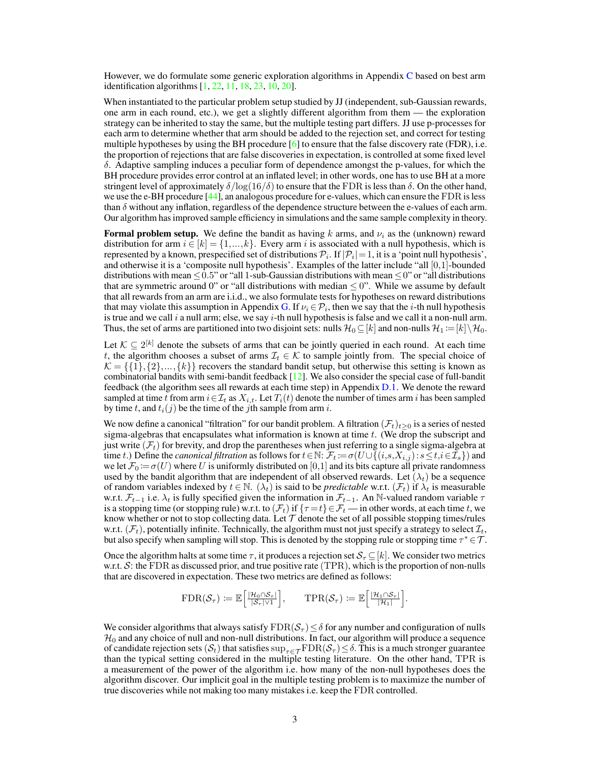However, we do formulate some generic exploration algorithms in Appendix C based on best arm identification algorithms [1, 22, 11, 18, 23, 10, 20].

When instantiated to the particular problem setup studied by JJ (independent, sub-Gaussian rewards, one arm in each round, etc.), we get a slightly different algorithm from them — the exploration strategy can be inherited to stay the same, but the multiple testing part differs. JJ use p-processes for each arm to determine whether that arm should be added to the rejection set, and correct for testing multiple hypotheses by using the BH procedure [6] to ensure that the false discovery rate (FDR), i.e. the proportion of rejections that are false discoveries in expectation, is controlled at some fixed level $\delta$. Adaptive sampling induces a peculiar form of dependence amongst the p-values, for which the BH procedure provides error control at an inflated level; in other words, one has to use BH at a more stringent level of approximately $\delta/\log(16/\delta)$ to ensure that the FDR is less than $\delta$. On the other hand, we use the e-BH procedure [44], an analogous procedure for e-values, which can ensure the FDR is less than $\delta$ without any inflation, regardless of the dependence structure between the e-values of each arm. Our algorithm has improved sample efficiency in simulations and the same sample complexity in theory.

**Formal problem setup.** We define the bandit as having $k$ arms, and $\nu_i$ as the (unknown) reward distribution for arm $i \in [k] = \{1,...,k\}$. Every arm $i$ is associated with a null hypothesis, which is represented by a known, prespecified set of distributions $\mathcal{P}_i$. If $|\mathcal{P}_i| = 1$, it is a 'point null hypothesis', and otherwise it is a 'composite null hypothesis'. Examples of the latter include "all [0,1]-bounded distributions with mean $\leq 0.5$" or "all 1-sub-Gaussian distributions with mean $\leq 0$" or "all distributions that are symmetric around 0" or "all distributions with median $\leq 0$". While we assume by default that all rewards from an arm are i.i.d., we also formulate tests for hypotheses on reward distributions that may violate this assumption in Appendix G. If $\nu_i \in \mathcal{P}_i$, then we say that the $i$-th null hypothesis is true and we call $i$ a null arm; else, we say $i$-th null hypothesis is false and we call it a non-null arm. Thus, the set of arms are partitioned into two disjoint sets: nulls $\mathcal{H}_0 \subseteq [k]$ and non-nulls $\mathcal{H}_1 := [k] \setminus \mathcal{H}_0$.

Let $\mathcal{K} \subseteq 2^{[k]}$ denote the subsets of arms that can be jointly queried in each round. At each time $t$, the algorithm chooses a subset of arms $\mathcal{I}_t \in \mathcal{K}$ to sample jointly from. The special choice of $\mathcal{K} = \{\{1\},\{2\},...,\{k\}\}$ recovers the standard bandit setup, but otherwise this setting is known as combinatorial bandits with semi-bandit feedback [12]. We also consider the special case of full-bandit feedback (the algorithm sees all rewards at each time step) in Appendix D.1. We denote the reward sampled at time $t$ from arm $i \in \mathcal{I}_t$ as $X_{i,t}$. Let $T_i(t)$ denote the number of times arm $i$ has been sampled by time $t$, and $t_i(j)$ be the time of the $j$th sample from arm $i$.

We now define a canonical "filtration" for our bandit problem. A filtration $(\mathcal{F}_t)_{t \geq 0}$ is a series of nested sigma-algebras that encapsulates what information is known at time $t$. (We drop the subscript and just write $(\mathcal{F}_t)$ for brevity, and drop the parentheses when just referring to a single sigma-algebra at time $t$.) Define the *canonical filtration* as follows for $t \in \mathbb{N}$: $\mathcal{F}_t := \sigma(U \cup \{(i,s,X_{i,j}) : s \leq t, i \in \mathcal{I}_s\})$ and we let $\mathcal{F}_0 := \sigma(U)$ where $U$ is uniformly distributed on $[0,1]$ and its bits capture all private randomness used by the bandit algorithm that are independent of all observed rewards. Let $(\lambda_t)$ be a sequence of random variables indexed by $t \in \mathbb{N}$. $(\lambda_t)$ is said to be *predictable* w.r.t. $(\mathcal{F}_t)$ if $\lambda_t$ is measurable w.r.t. $\mathcal{F}_{t-1}$ i.e. $\lambda_t$ is fully specified given the information in $\mathcal{F}_{t-1}$. An $\mathbb{N}$-valued random variable $\tau$ is a stopping time (or stopping rule) w.r.t. to $(\mathcal{F}_t)$ if $\{\tau = t\} \in \mathcal{F}_t$ — in other words, at each time $t$, we know whether or not to stop collecting data. Let $\mathcal{T}$ denote the set of all possible stopping times/rules w.r.t. $(\mathcal{F}_t)$, potentially infinite. Technically, the algorithm must not just specify a strategy to select $\mathcal{I}_t$, but also specify when sampling will stop. This is denoted by the stopping rule or stopping time $\tau^* \in \mathcal{T}$.

Once the algorithm halts at some time $\tau$, it produces a rejection set $\mathcal{S}_\tau \subseteq [k]$. We consider two metrics w.r.t. $\mathcal{S}$: the FDR as discussed prior, and true positive rate (TPR), which is the proportion of non-nulls that are discovered in expectation. These two metrics are defined as follows:

$$\mathrm{FDR}(\mathcal{S}_\tau) := \mathbb{E}\left[\frac{|\mathcal{H}_0 \cap \mathcal{S}_\tau|}{|\mathcal{S}_\tau| \vee 1}\right], \qquad \mathrm{TPR}(\mathcal{S}_\tau) := \mathbb{E}\left[\frac{|\mathcal{H}_1 \cap \mathcal{S}_\tau|}{|\mathcal{H}_1|}\right].$$

We consider algorithms that always satisfy $\mathrm{FDR}(\mathcal{S}_\tau) \leq \delta$ for any number and configuration of nulls $\mathcal{H}_0$ and any choice of null and non-null distributions. In fact, our algorithm will produce a sequence of candidate rejection sets $(\mathcal{S}_t)$ that satisfies $\sup_{\tau \in \mathcal{T}} \mathrm{FDR}(\mathcal{S}_\tau) \leq \delta$. This is a much stronger guarantee than the typical setting considered in the multiple testing literature. On the other hand, TPR is a measurement of the power of the algorithm i.e. how many of the non-null hypotheses does the algorithm discover. Our implicit goal in the multiple testing problem is to maximize the number of true discoveries while not making too many mistakes i.e. keep the FDR controlled.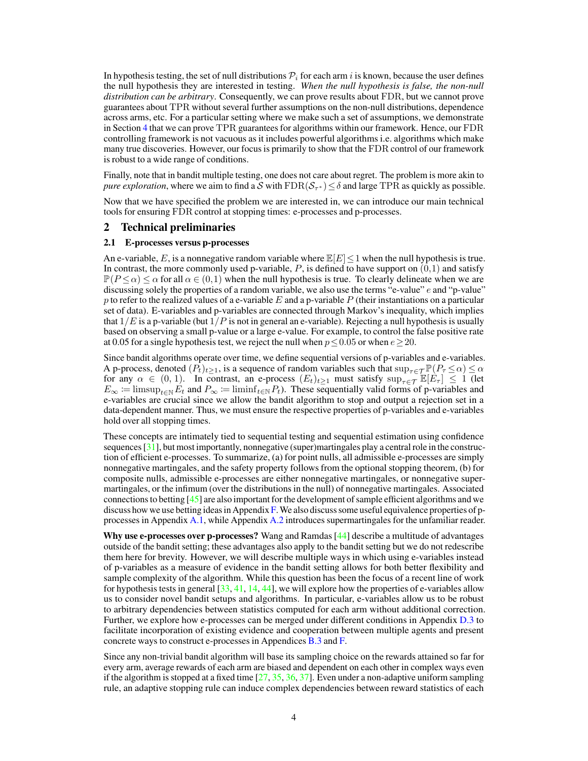In hypothesis testing, the set of null distributions $\mathcal{P}_i$ for each arm $i$ is known, because the user defines the null hypothesis they are interested in testing. *When the null hypothesis is false, the non-null distribution can be arbitrary*. Consequently, we can prove results about FDR, but we cannot prove guarantees about TPR without several further assumptions on the non-null distributions, dependence across arms, etc. For a particular setting where we make such a set of assumptions, we demonstrate in Section 4 that we can prove TPR guarantees for algorithms within our framework. Hence, our FDR controlling framework is not vacuous as it includes powerful algorithms i.e. algorithms which make many true discoveries. However, our focus is primarily to show that the FDR control of our framework is robust to a wide range of conditions.

Finally, note that in bandit multiple testing, one does not care about regret. The problem is more akin to *pure exploration*, where we aim to find a $\mathcal{S}$ with $\mathrm{FDR}(\mathcal{S}_{\tau^*}) \leq \delta$ and large TPR as quickly as possible.

Now that we have specified the problem we are interested in, we can introduce our main technical tools for ensuring FDR control at stopping times: e-processes and p-processes.

## 2 Technical preliminaries

### 2.1 E-processes versus p-processes

An e-variable, $E$, is a nonnegative random variable where $\mathbb{E}[E] \leq 1$ when the null hypothesis is true. In contrast, the more commonly used p-variable, $P$, is defined to have support on $(0,1)$ and satisfy $\mathbb{P}(P \leq \alpha) \leq \alpha$ for all $\alpha \in (0,1)$ when the null hypothesis is true. To clearly delineate when we are discussing solely the properties of a random variable, we also use the terms "e-value" $e$ and "p-value" $p$ to refer to the realized values of a e-variable $E$ and a p-variable $P$ (their instantiations on a particular set of data). E-variables and p-variables are connected through Markov's inequality, which implies that $1/E$ is a p-variable (but $1/P$ is not in general an e-variable). Rejecting a null hypothesis is usually based on observing a small p-value or a large e-value. For example, to control the false positive rate at 0.05 for a single hypothesis test, we reject the null when $p \leq 0.05$ or when $e \geq 20$.

Since bandit algorithms operate over time, we define sequential versions of p-variables and e-variables. A p-process, denoted $(P_t)_{t \geq 1}$, is a sequence of random variables such that $\sup_{\tau \in \mathcal{T}} \mathbb{P}(P_\tau \leq \alpha) \leq \alpha$ for any $\alpha \in (0,1)$. In contrast, an e-process $(E_t)_{t \geq 1}$ must satisfy $\sup_{\tau \in \mathcal{T}} \mathbb{E}[E_\tau] \leq 1$ (let $E_\infty := \limsup_{t \in \mathbb{N}} E_t$ and $P_\infty := \liminf_{t \in \mathbb{N}} P_t$). These sequentially valid forms of p-variables and e-variables are crucial since we allow the bandit algorithm to stop and output a rejection set in a data-dependent manner. Thus, we must ensure the respective properties of p-variables and e-variables hold over all stopping times.

These concepts are intimately tied to sequential testing and sequential estimation using confidence sequences [31], but most importantly, nonnegative (super)martingales play a central role in the construction of efficient e-processes. To summarize, (a) for point nulls, all admissible e-processes are simply nonnegative martingales, and the safety property follows from the optional stopping theorem, (b) for composite nulls, admissible e-processes are either nonnegative martingales, or nonnegative supermartingales, or the infimum (over the distributions in the null) of nonnegative martingales. Associated connections to betting [45] are also important for the development of sample efficient algorithms and we discuss how we use betting ideas in Appendix F. We also discuss some useful equivalence properties of p-processes in Appendix A.1, while Appendix A.2 introduces supermartingales for the unfamiliar reader.

**Why use e-processes over p-processes?** Wang and Ramdas [44] describe a multitude of advantages outside of the bandit setting; these advantages also apply to the bandit setting but we do not redescribe them here for brevity. However, we will describe multiple ways in which using e-variables instead of p-variables as a measure of evidence in the bandit setting allows for both better flexibility and sample complexity of the algorithm. While this question has been the focus of a recent line of work for hypothesis tests in general [33, 41, 14, 44], we will explore how the properties of e-variables allow us to consider novel bandit setups and algorithms. In particular, e-variables allow us to be robust to arbitrary dependencies between statistics computed for each arm without additional correction. Further, we explore how e-processes can be merged under different conditions in Appendix D.3 to facilitate incorporation of existing evidence and cooperation between multiple agents and present concrete ways to construct e-processes in Appendices B.3 and F.

Since any non-trivial bandit algorithm will base its sampling choice on the rewards attained so far for every arm, average rewards of each arm are biased and dependent on each other in complex ways even if the algorithm is stopped at a fixed time [27, 35, 36, 37]. Even under a non-adaptive uniform sampling rule, an adaptive stopping rule can induce complex dependencies between reward statistics of each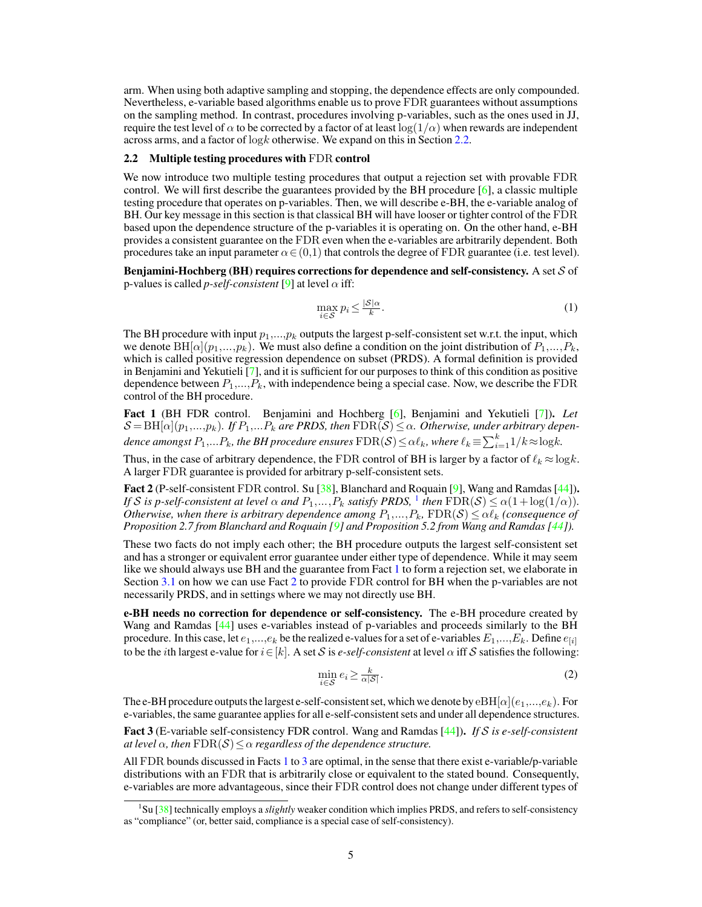arm. When using both adaptive sampling and stopping, the dependence effects are only compounded. Nevertheless, e-variable based algorithms enable us to prove FDR guarantees without assumptions on the sampling method. In contrast, procedures involving p-variables, such as the ones used in JJ, require the test level of $\alpha$ to be corrected by a factor of at least $\log(1/\alpha)$ when rewards are independent across arms, and a factor of $\log k$ otherwise. We expand on this in Section 2.2.

### 2.2 Multiple testing procedures with FDR control

We now introduce two multiple testing procedures that output a rejection set with provable FDR control. We will first describe the guarantees provided by the BH procedure [6], a classic multiple testing procedure that operates on p-variables. Then, we will describe e-BH, the e-variable analog of BH. Our key message in this section is that classical BH will have looser or tighter control of the FDR based upon the dependence structure of the p-variables it is operating on. On the other hand, e-BH provides a consistent guarantee on the FDR even when the e-variables are arbitrarily dependent. Both procedures take an input parameter $\alpha \in (0,1)$ that controls the degree of FDR guarantee (i.e. test level).

**Benjamini-Hochberg (BH) requires corrections for dependence and self-consistency.** A set $\mathcal{S}$ of p-values is called *p-self-consistent* [9] at level $\alpha$ iff:

$$\max_{i \in \mathcal{S}} p_i \leq \frac{|\mathcal{S}|\alpha}{k}. \tag{1}$$

The BH procedure with input $p_1,...,p_k$ outputs the largest p-self-consistent set w.r.t. the input, which we denote $\mathrm{BH}[\alpha](p_1,...,p_k)$. We must also define a condition on the joint distribution of $P_1,...,P_k$, which is called positive regression dependence on subset (PRDS). A formal definition is provided in Benjamini and Yekutieli [7], and it is sufficient for our purposes to think of this condition as positive dependence between $P_1,...,P_k$, with independence being a special case. Now, we describe the FDR control of the BH procedure.

**Fact 1** (BH FDR control. Benjamini and Hochberg [6], Benjamini and Yekutieli [7]). *Let $\mathcal{S} = \mathrm{BH}[\alpha](p_1,...,p_k)$. If $P_1,...P_k$ are PRDS, then $\mathrm{FDR}(\mathcal{S}) \leq \alpha$. Otherwise, under arbitrary dependence amongst $P_1,...P_k$, the BH procedure ensures $\mathrm{FDR}(\mathcal{S}) \leq \alpha \ell_k$, where $\ell_k \equiv \sum_{i=1}^{k} 1/k \approx \log k$.*

Thus, in the case of arbitrary dependence, the FDR control of BH is larger by a factor of $\ell_k \approx \log k$. A larger FDR guarantee is provided for arbitrary p-self-consistent sets.

**Fact 2** (P-self-consistent FDR control. Su [38], Blanchard and Roquain [9], Wang and Ramdas [44]). *If $\mathcal{S}$ is p-self-consistent at level $\alpha$ and $P_1,...,P_k$ satisfy PRDS,* [1] *then $\mathrm{FDR}(\mathcal{S}) \leq \alpha(1 + \log(1/\alpha))$. Otherwise, when there is arbitrary dependence among $P_1,...,P_k$, $\mathrm{FDR}(\mathcal{S}) \leq \alpha \ell_k$ (consequence of Proposition 2.7 from Blanchard and Roquain [9] and Proposition 5.2 from Wang and Ramdas [44]).*

These two facts do not imply each other; the BH procedure outputs the largest self-consistent set and has a stronger or equivalent error guarantee under either type of dependence. While it may seem like we should always use BH and the guarantee from Fact 1 to form a rejection set, we elaborate in Section 3.1 on how we can use Fact 2 to provide FDR control for BH when the p-variables are not necessarily PRDS, and in settings where we may not directly use BH.

**e-BH needs no correction for dependence or self-consistency.** The e-BH procedure created by Wang and Ramdas [44] uses e-variables instead of p-variables and proceeds similarly to the BH procedure. In this case, let $e_1,...,e_k$ be the realized e-values for a set of e-variables $E_1,...,E_k$. Define $e_{[i]}$ to be the $i$th largest e-value for $i \in [k]$. A set $\mathcal{S}$ is *e-self-consistent* at level $\alpha$ iff $\mathcal{S}$ satisfies the following:

$$\min_{i \in \mathcal{S}} e_i \geq \frac{k}{\alpha|\mathcal{S}|}. \tag{2}$$

The e-BH procedure outputs the largest e-self-consistent set, which we denote by $\mathrm{eBH}[\alpha](e_1,...,e_k)$. For e-variables, the same guarantee applies for all e-self-consistent sets and under all dependence structures.

**Fact 3** (E-variable self-consistency FDR control. Wang and Ramdas [44]). *If $\mathcal{S}$ is e-self-consistent at level $\alpha$, then $\mathrm{FDR}(\mathcal{S}) \leq \alpha$ regardless of the dependence structure.*

All FDR bounds discussed in Facts 1 to 3 are optimal, in the sense that there exist e-variable/p-variable distributions with an FDR that is arbitrarily close or equivalent to the stated bound. Consequently, e-variables are more advantageous, since their FDR control does not change under different types of

[1] Su [38] technically employs a *slightly* weaker condition which implies PRDS, and refers to self-consistency as "compliance" (or, better said, compliance is a special case of self-consistency).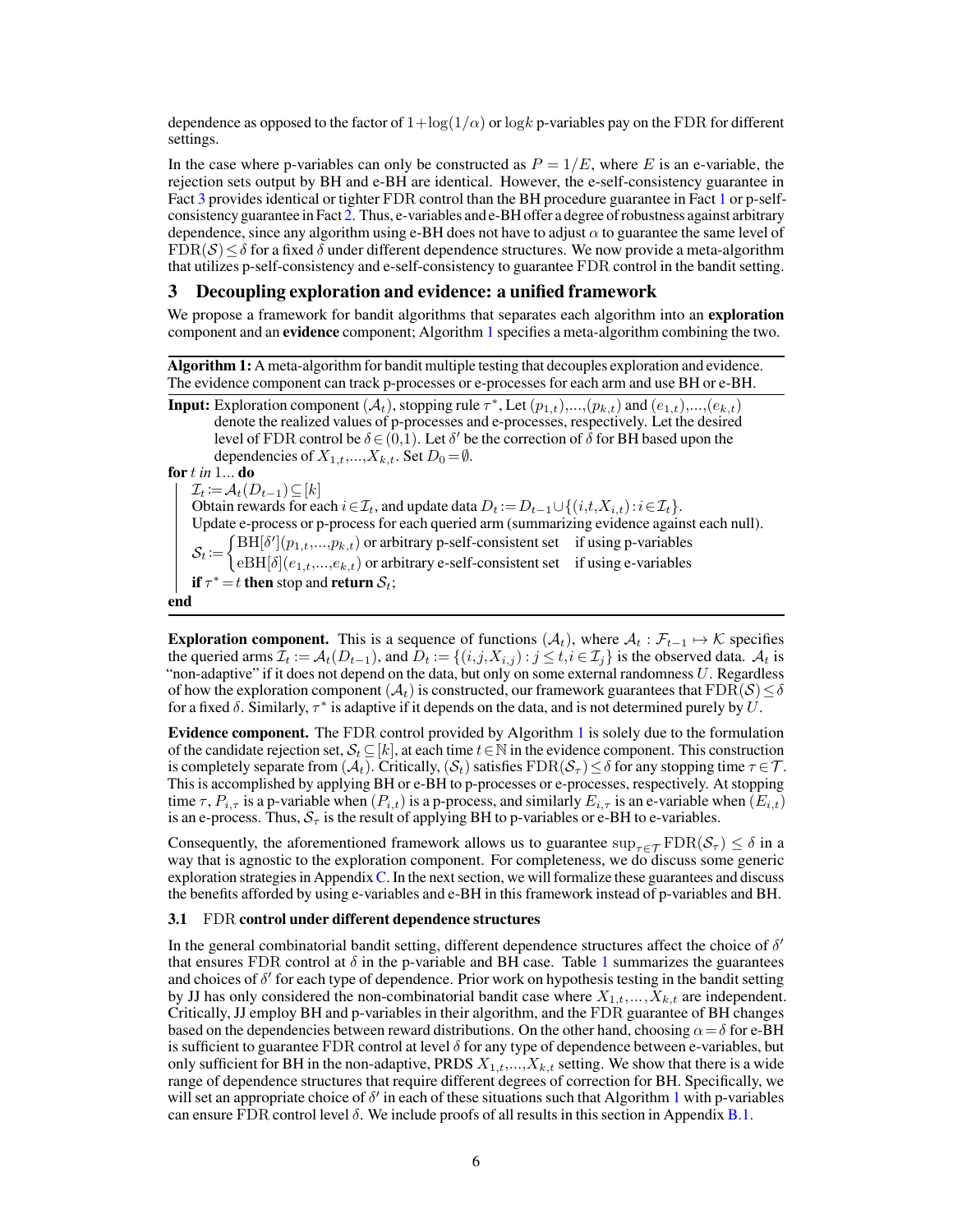dependence as opposed to the factor of $1+\log(1/\alpha)$ or $\log k$ p-variables pay on the FDR for different settings.

In the case where p-variables can only be constructed as $P = 1/E$, where $E$ is an e-variable, the rejection sets output by BH and e-BH are identical. However, the e-self-consistency guarantee in Fact 3 provides identical or tighter FDR control than the BH procedure guarantee in Fact 1 or p-self-consistency guarantee in Fact 2. Thus, e-variables and e-BH offer a degree of robustness against arbitrary dependence, since any algorithm using e-BH does not have to adjust $\alpha$ to guarantee the same level of $\mathrm{FDR}(\mathcal{S}) \leq \delta$ for a fixed $\delta$ under different dependence structures. We now provide a meta-algorithm that utilizes p-self-consistency and e-self-consistency to guarantee FDR control in the bandit setting.

## 3 Decoupling exploration and evidence: a unified framework

We propose a framework for bandit algorithms that separates each algorithm into an **exploration** component and an **evidence** component; Algorithm 1 specifies a meta-algorithm combining the two.

**Algorithm 1:** A meta-algorithm for bandit multiple testing that decouples exploration and evidence. The evidence component can track p-processes or e-processes for each arm and use BH or e-BH.

**Input:** Exploration component $(\mathcal{A}_t)$, stopping rule $\tau^*$, Let $(p_{1,t}),...,(p_{k,t})$ and $(e_{1,t}),...,(e_{k,t})$ denote the realized values of p-processes and e-processes, respectively. Let the desired level of FDR control be $\delta \in (0,1)$. Let $\delta'$ be the correction of $\delta$ for BH based upon the dependencies of $X_{1,t},...,X_{k,t}$. Set $D_0 = \emptyset$.

**for** $t$ *in* 1... **do**

  $\mathcal{I}_t := \mathcal{A}_t(D_{t-1}) \subseteq [k]$

  Obtain rewards for each $i \in \mathcal{I}_t$, and update data $D_t := D_{t-1} \cup \{(i,t,X_{i,t}) : i \in \mathcal{I}_t\}$.

  Update e-process or p-process for each queried arm (summarizing evidence against each null).

$$\mathcal{S}_t := \begin{cases} \mathrm{BH}[\delta'](p_{1,t},...,p_{k,t}) \text{ or arbitrary p-self-consistent set} & \text{if using p-variables} \\ \mathrm{eBH}[\delta](e_{1,t},...,e_{k,t}) \text{ or arbitrary e-self-consistent set} & \text{if using e-variables} \end{cases}$$

  **if** $\tau^* = t$ **then** stop and **return** $\mathcal{S}_t$;

**end**

**Exploration component.** This is a sequence of functions $(\mathcal{A}_t)$, where $\mathcal{A}_t : \mathcal{F}_{t-1} \mapsto \mathcal{K}$ specifies the queried arms $\mathcal{I}_t := \mathcal{A}_t(D_{t-1})$, and $D_t := \{(i,j,X_{i,j}) : j \leq t, i \in \mathcal{I}_j\}$ is the observed data. $\mathcal{A}_t$ is "non-adaptive" if it does not depend on the data, but only on some external randomness $U$. Regardless of how the exploration component $(\mathcal{A}_t)$ is constructed, our framework guarantees that $\mathrm{FDR}(\mathcal{S}) \leq \delta$ for a fixed $\delta$. Similarly, $\tau^*$ is adaptive if it depends on the data, and is not determined purely by $U$.

**Evidence component.** The FDR control provided by Algorithm 1 is solely due to the formulation of the candidate rejection set, $\mathcal{S}_t \subseteq [k]$, at each time $t \in \mathbb{N}$ in the evidence component. This construction is completely separate from $(\mathcal{A}_t)$. Critically, $(\mathcal{S}_t)$ satisfies $\mathrm{FDR}(\mathcal{S}_\tau) \leq \delta$ for any stopping time $\tau \in \mathcal{T}$. This is accomplished by applying BH or e-BH to p-processes or e-processes, respectively. At stopping time $\tau$, $P_{i,\tau}$ is a p-variable when $(P_{i,t})$ is a p-process, and similarly $E_{i,\tau}$ is an e-variable when $(E_{i,t})$ is an e-process. Thus, $\mathcal{S}_\tau$ is the result of applying BH to p-variables or e-BH to e-variables.

Consequently, the aforementioned framework allows us to guarantee $\sup_{\tau \in \mathcal{T}} \mathrm{FDR}(\mathcal{S}_\tau) \leq \delta$ in a way that is agnostic to the exploration component. For completeness, we do discuss some generic exploration strategies in Appendix C. In the next section, we will formalize these guarantees and discuss the benefits afforded by using e-variables and e-BH in this framework instead of p-variables and BH.

### 3.1 FDR control under different dependence structures

In the general combinatorial bandit setting, different dependence structures affect the choice of $\delta'$ that ensures FDR control at $\delta$ in the p-variable and BH case. Table 1 summarizes the guarantees and choices of $\delta'$ for each type of dependence. Prior work on hypothesis testing in the bandit setting by JJ has only considered the non-combinatorial bandit case where $X_{1,t},\ldots,X_{k,t}$ are independent. Critically, JJ employ BH and p-variables in their algorithm, and the FDR guarantee of BH changes based on the dependencies between reward distributions. On the other hand, choosing $\alpha = \delta$ for e-BH is sufficient to guarantee FDR control at level $\delta$ for any type of dependence between e-variables, but only sufficient for BH in the non-adaptive, PRDS $X_{1,t},...,X_{k,t}$ setting. We show that there is a wide range of dependence structures that require different degrees of correction for BH. Specifically, we will set an appropriate choice of $\delta'$ in each of these situations such that Algorithm 1 with p-variables can ensure FDR control level $\delta$. We include proofs of all results in this section in Appendix B.1.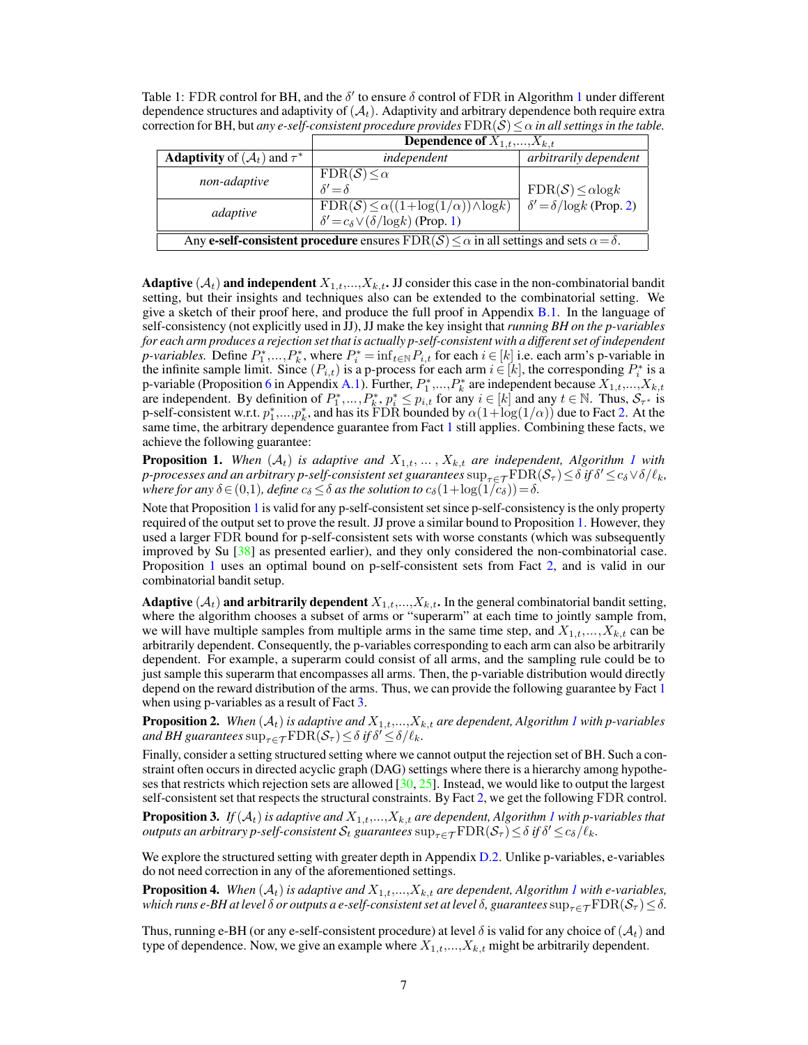Table 1: FDR control for BH, and the $\delta'$ to ensure $\delta$ control of FDR in Algorithm 1 under different dependence structures and adaptivity of $(\mathcal{A}_t)$. Adaptivity and arbitrary dependence both require extra correction for BH, but *any e-self-consistent procedure provides* $\mathrm{FDR}(\mathcal{S}) \leq \alpha$ *in all settings in the table.*

| | Dependence of $X_{1,t},...,X_{k,t}$ | |
|---|---|---|
| **Adaptivity** of $(\mathcal{A}_t)$ and $\tau^*$ | *independent* | *arbitrarily dependent* |
| *non-adaptive* | $\mathrm{FDR}(\mathcal{S}) \leq \alpha$ <br> $\delta' = \delta$ | $\mathrm{FDR}(\mathcal{S}) \leq \alpha \log k$ <br> $\delta' = \delta / \log k$ (Prop. 2) |
| *adaptive* | $\mathrm{FDR}(\mathcal{S}) \leq \alpha((1+\log(1/\alpha)) \wedge \log k)$ <br> $\delta' = c_\delta \vee (\delta/\log k)$ (Prop. 1) | |
| Any **e-self-consistent procedure** ensures $\mathrm{FDR}(\mathcal{S}) \leq \alpha$ in all settings and sets $\alpha = \delta$. | | |

**Adaptive $(\mathcal{A}_t)$ and independent $X_{1,t},...,X_{k,t}$.** JJ consider this case in the non-combinatorial bandit setting, but their insights and techniques also can be extended to the combinatorial setting. We give a sketch of their proof here, and produce the full proof in Appendix B.1. In the language of self-consistency (not explicitly used in JJ), JJ make the key insight that *running BH on the p-variables for each arm produces a rejection set that is actually p-self-consistent with a different set of independent p-variables.* Define $P_1^*,...,P_k^*$, where $P_i^* = \inf_{t \in \mathbb{N}} P_{i,t}$ for each $i \in [k]$ i.e. each arm's p-variable in the infinite sample limit. Since $(P_{i,t})$ is a p-process for each arm $i \in [k]$, the corresponding $P_i^*$ is a p-variable (Proposition 6 in Appendix A.1). Further, $P_1^*,...,P_k^*$ are independent because $X_{1,t},...,X_{k,t}$ are independent. By definition of $P_1^*,...,P_k^*$, $p_i^* \leq p_{i,t}$ for any $i \in [k]$ and any $t \in \mathbb{N}$. Thus, $\mathcal{S}_{\tau^*}$ is p-self-consistent w.r.t. $p_1^*,...,p_k^*$, and has its FDR bounded by $\alpha(1+\log(1/\alpha))$ due to Fact 2. At the same time, the arbitrary dependence guarantee from Fact 1 still applies. Combining these facts, we achieve the following guarantee:

**Proposition 1.** *When $(\mathcal{A}_t)$ is adaptive and $X_{1,t}, \dots, X_{k,t}$ are independent, Algorithm 1 with p-processes and an arbitrary p-self-consistent set guarantees $\sup_{\tau \in \mathcal{T}} \mathrm{FDR}(\mathcal{S}_\tau) \leq \delta$ if $\delta' \leq c_\delta \vee \delta/\ell_k$, where for any $\delta \in (0,1)$, define $c_\delta \leq \delta$ as the solution to $c_\delta(1+\log(1/c_\delta)) = \delta$.*

Note that Proposition 1 is valid for any p-self-consistent set since p-self-consistency is the only property required of the output set to prove the result. JJ prove a similar bound to Proposition 1. However, they used a larger FDR bound for p-self-consistent sets with worse constants (which was subsequently improved by Su [38] as presented earlier), and they only considered the non-combinatorial case. Proposition 1 uses an optimal bound on p-self-consistent sets from Fact 2, and is valid in our combinatorial bandit setup.

**Adaptive $(\mathcal{A}_t)$ and arbitrarily dependent $X_{1,t},...,X_{k,t}$.** In the general combinatorial bandit setting, where the algorithm chooses a subset of arms or "superarm" at each time to jointly sample from, we will have multiple samples from multiple arms in the same time step, and $X_{1,t},...,X_{k,t}$ can be arbitrarily dependent. Consequently, the p-variables corresponding to each arm can also be arbitrarily dependent. For example, a superarm could consist of all arms, and the sampling rule could be to just sample this superarm that encompasses all arms. Then, the p-variable distribution would directly depend on the reward distribution of the arms. Thus, we can provide the following guarantee by Fact 1 when using p-variables as a result of Fact 3.

**Proposition 2.** *When $(\mathcal{A}_t)$ is adaptive and $X_{1,t},...,X_{k,t}$ are dependent, Algorithm 1 with p-variables and BH guarantees $\sup_{\tau \in \mathcal{T}} \mathrm{FDR}(\mathcal{S}_\tau) \leq \delta$ if $\delta' \leq \delta/\ell_k$.*

Finally, consider a setting structured setting where we cannot output the rejection set of BH. Such a constraint often occurs in directed acyclic graph (DAG) settings where there is a hierarchy among hypotheses that restricts which rejection sets are allowed [30, 25]. Instead, we would like to output the largest self-consistent set that respects the structural constraints. By Fact 2, we get the following FDR control.

**Proposition 3.** *If $(\mathcal{A}_t)$ is adaptive and $X_{1,t},...,X_{k,t}$ are dependent, Algorithm 1 with p-variables that outputs an arbitrary p-self-consistent $\mathcal{S}_t$ guarantees $\sup_{\tau \in \mathcal{T}} \mathrm{FDR}(\mathcal{S}_\tau) \leq \delta$ if $\delta' \leq c_\delta/\ell_k$.*

We explore the structured setting with greater depth in Appendix D.2. Unlike p-variables, e-variables do not need correction in any of the aforementioned settings.

**Proposition 4.** *When $(\mathcal{A}_t)$ is adaptive and $X_{1,t},...,X_{k,t}$ are dependent, Algorithm 1 with e-variables, which runs e-BH at level $\delta$ or outputs a e-self-consistent set at level $\delta$, guarantees $\sup_{\tau \in \mathcal{T}} \mathrm{FDR}(\mathcal{S}_\tau) \leq \delta$.*

Thus, running e-BH (or any e-self-consistent procedure) at level $\delta$ is valid for any choice of $(\mathcal{A}_t)$ and type of dependence. Now, we give an example where $X_{1,t},...,X_{k,t}$ might be arbitrarily dependent.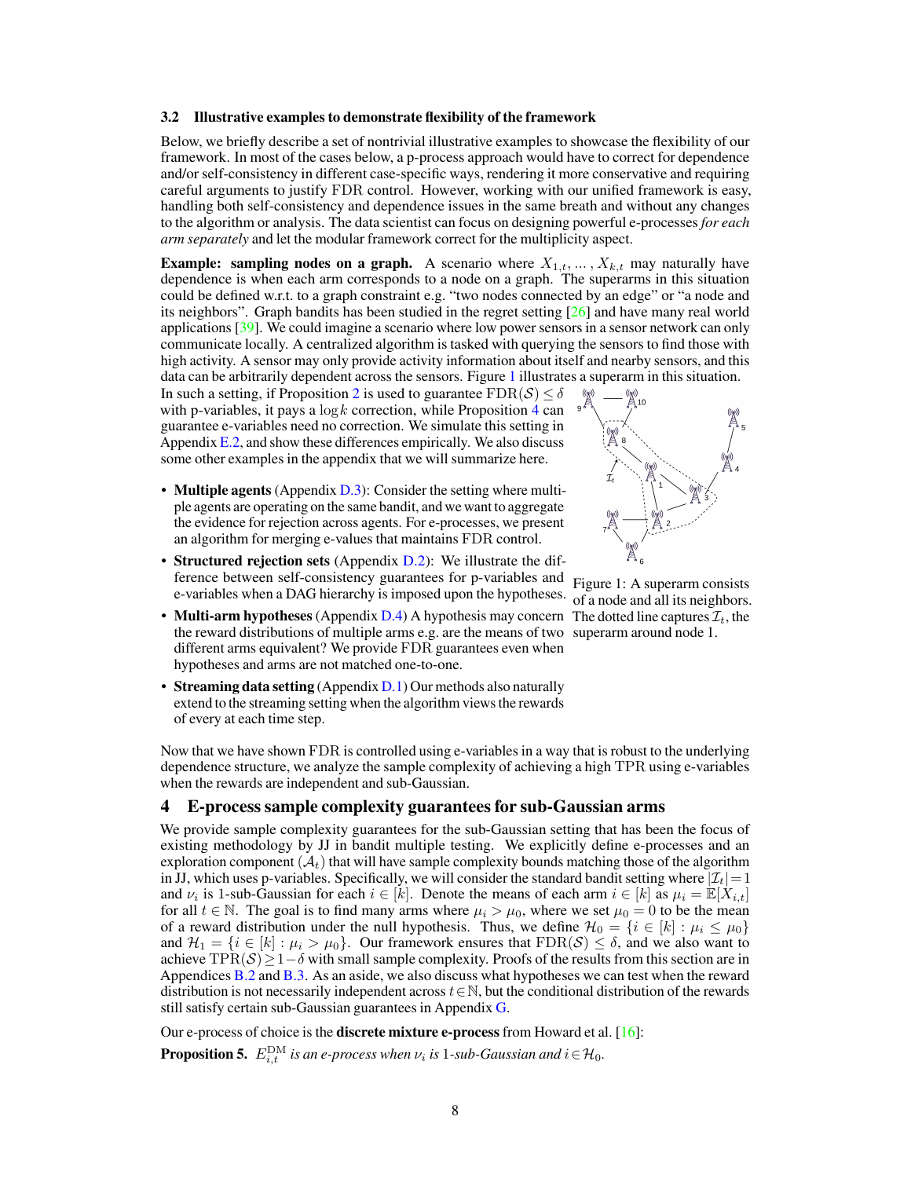### 3.2 Illustrative examples to demonstrate flexibility of the framework

Below, we briefly describe a set of nontrivial illustrative examples to showcase the flexibility of our framework. In most of the cases below, a p-process approach would have to correct for dependence and/or self-consistency in different case-specific ways, rendering it more conservative and requiring careful arguments to justify FDR control. However, working with our unified framework is easy, handling both self-consistency and dependence issues in the same breath and without any changes to the algorithm or analysis. The data scientist can focus on designing powerful e-processes *for each arm separately* and let the modular framework correct for the multiplicity aspect.

**Example: sampling nodes on a graph.** A scenario where $X_{1,t}, \dots, X_{k,t}$ may naturally have dependence is when each arm corresponds to a node on a graph. The superarms in this situation could be defined w.r.t. to a graph constraint e.g. "two nodes connected by an edge" or "a node and its neighbors". Graph bandits has been studied in the regret setting [26] and have many real world applications [39]. We could imagine a scenario where low power sensors in a sensor network can only communicate locally. A centralized algorithm is tasked with querying the sensors to find those with high activity. A sensor may only provide activity information about itself and nearby sensors, and this data can be arbitrarily dependent across the sensors. Figure 1 illustrates a superarm in this situation. In such a setting, if Proposition 2 is used to guarantee $\mathrm{FDR}(\mathcal{S}) \leq \delta$ with p-variables, it pays a $\log k$ correction, while Proposition 4 can guarantee e-variables need no correction. We simulate this setting in Appendix E.2, and show these differences empirically. We also discuss some other examples in the appendix that we will summarize here.

Figure 1: A superarm consists of a node and all its neighbors. The dotted line captures $\mathcal{I}_t$, the superarm around node 1.

- **Multiple agents** (Appendix D.3): Consider the setting where multiple agents are operating on the same bandit, and we want to aggregate the evidence for rejection across agents. For e-processes, we present an algorithm for merging e-values that maintains FDR control.
- **Structured rejection sets** (Appendix D.2): We illustrate the difference between self-consistency guarantees for p-variables and e-variables when a DAG hierarchy is imposed upon the hypotheses.
- **Multi-arm hypotheses** (Appendix D.4) A hypothesis may concern the reward distributions of multiple arms e.g. are the means of two different arms equivalent? We provide FDR guarantees even when hypotheses and arms are not matched one-to-one.
- **Streaming data setting** (Appendix D.1) Our methods also naturally extend to the streaming setting when the algorithm views the rewards of every at each time step.

Now that we have shown FDR is controlled using e-variables in a way that is robust to the underlying dependence structure, we analyze the sample complexity of achieving a high TPR using e-variables when the rewards are independent and sub-Gaussian.

## 4 E-process sample complexity guarantees for sub-Gaussian arms

We provide sample complexity guarantees for the sub-Gaussian setting that has been the focus of existing methodology by JJ in bandit multiple testing. We explicitly define e-processes and an exploration component ($\mathcal{A}_t$) that will have sample complexity bounds matching those of the algorithm in JJ, which uses p-variables. Specifically, we will consider the standard bandit setting where $|\mathcal{I}_t| = 1$ and $\nu_i$ is 1-sub-Gaussian for each $i \in [k]$. Denote the means of each arm $i \in [k]$ as $\mu_i = \mathbb{E}[X_{i,t}]$ for all $t \in \mathbb{N}$. The goal is to find many arms where $\mu_i > \mu_0$, where we set $\mu_0 = 0$ to be the mean of a reward distribution under the null hypothesis. Thus, we define $\mathcal{H}_0 = \{i \in [k] : \mu_i \leq \mu_0\}$ and $\mathcal{H}_1 = \{i \in [k] : \mu_i > \mu_0\}$. Our framework ensures that $\mathrm{FDR}(\mathcal{S}) \leq \delta$, and we also want to achieve $\mathrm{TPR}(\mathcal{S}) \geq 1 - \delta$ with small sample complexity. Proofs of the results from this section are in Appendices B.2 and B.3. As an aside, we also discuss what hypotheses we can test when the reward distribution is not necessarily independent across $t \in \mathbb{N}$, but the conditional distribution of the rewards still satisfy certain sub-Gaussian guarantees in Appendix G.

Our e-process of choice is the **discrete mixture e-process** from Howard et al. [16]:

**Proposition 5.** *$E_{i,t}^{\mathrm{DM}}$ is an e-process when $\nu_i$ is 1-sub-Gaussian and $i \in \mathcal{H}_0$.*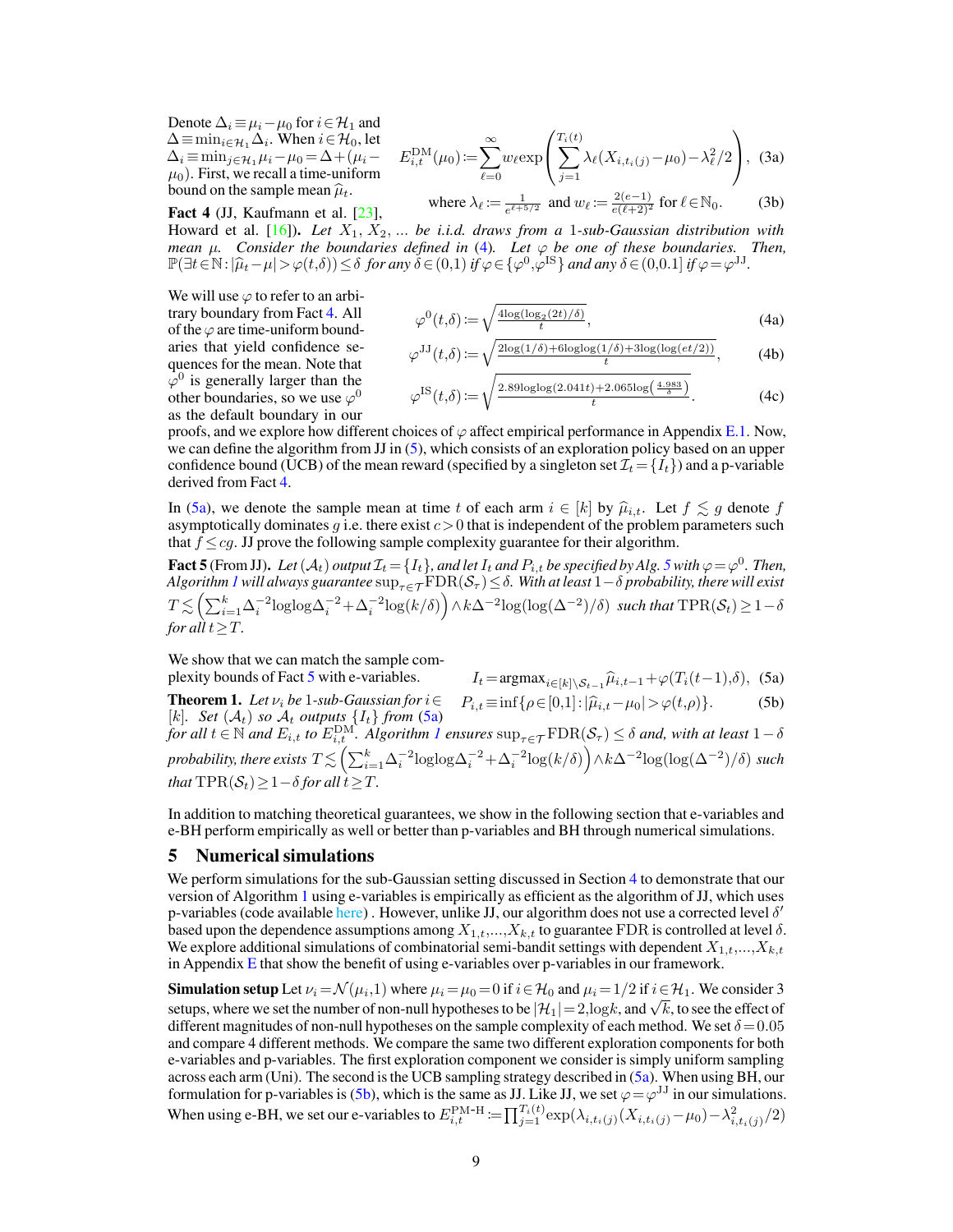Denote $\Delta_i \equiv \mu_i - \mu_0$ for $i \in \mathcal{H}_1$ and $\Delta \equiv \min_{i \in \mathcal{H}_1} \Delta_i$. When $i \in \mathcal{H}_0$, let $\Delta_i \equiv \min_{j \in \mathcal{H}_1} \mu_i - \mu_0 = \Delta + (\mu_i - \mu_0)$. First, we recall a time-uniform bound on the sample mean $\widehat{\mu}_t$.

$$E_{i,t}^{\mathrm{DM}}(\mu_0) := \sum_{\ell=0}^{\infty} w_\ell \exp\left(\sum_{j=1}^{T_i(t)} \lambda_\ell (X_{i,t_i(j)} - \mu_0) - \lambda_\ell^2/2\right), \tag{3a}$$

$$\text{where } \lambda_\ell := \tfrac{1}{e^{\ell+5/2}} \text{ and } w_\ell := \tfrac{2(e-1)}{e(\ell+2)^2} \text{ for } \ell \in \mathbb{N}_0. \tag{3b}$$

**Fact 4** (JJ, Kaufmann et al. [23], Howard et al. [16]). *Let $X_1, X_2, \dots$ be i.i.d. draws from a 1-sub-Gaussian distribution with mean $\mu$. Consider the boundaries defined in (4). Let $\varphi$ be one of these boundaries. Then, $\mathbb{P}(\exists t \in \mathbb{N} : |\widehat{\mu}_t - \mu| > \varphi(t, \delta)) \leq \delta$ for any $\delta \in (0,1)$ if $\varphi \in \{\varphi^0, \varphi^{\mathrm{IS}}\}$ and any $\delta \in (0, 0.1]$ if $\varphi = \varphi^{\mathrm{JJ}}$.*

$$\varphi^0(t,\delta) := \sqrt{\tfrac{4\log(\log_2(2t)/\delta)}{t}}, \tag{4a}$$

$$\varphi^{\mathrm{JJ}}(t,\delta) := \sqrt{\tfrac{2\log(1/\delta) + 6\log\log(1/\delta) + 3\log(\log(et/2))}{t}}, \tag{4b}$$

$$\varphi^{\mathrm{IS}}(t,\delta) := \sqrt{\tfrac{2.89\log\log(2.041t) + 2.065\log\left(\frac{4.983}{\delta}\right)}{t}}. \tag{4c}$$

We will use $\varphi$ to refer to an arbitrary boundary from Fact 4. All of the $\varphi$ are time-uniform boundaries that yield confidence sequences for the mean. Note that $\varphi^0$ is generally larger than the other boundaries, so we use $\varphi^0$ as the default boundary in our proofs, and we explore how different choices of $\varphi$ affect empirical performance in Appendix E.1. Now, we can define the algorithm from JJ in (5), which consists of an exploration policy based on an upper confidence bound (UCB) of the mean reward (specified by a singleton set $\mathcal{I}_t = \{I_t\}$) and a p-variable derived from Fact 4.

In (5a), we denote the sample mean at time $t$ of each arm $i \in [k]$ by $\widehat{\mu}_{i,t}$. Let $f \lesssim g$ denote $f$ asymptotically dominates $g$ i.e. there exist $c > 0$ that is independent of the problem parameters such that $f \leq cg$. JJ prove the following sample complexity guarantee for their algorithm.

**Fact 5** (From JJ). *Let $(\mathcal{A}_t)$ output $\mathcal{I}_t = \{I_t\}$, and let $I_t$ and $P_{i,t}$ be specified by Alg. 5 with $\varphi = \varphi^0$. Then, Algorithm 1 will always guarantee $\sup_{\tau \in \mathcal{T}} \mathrm{FDR}(\mathcal{S}_\tau) \leq \delta$. With at least $1-\delta$ probability, there will exist $T \lesssim \left(\sum_{i=1}^k \Delta_i^{-2} \log\log \Delta_i^{-2} + \Delta_i^{-2}\log(k/\delta)\right) \wedge k\Delta^{-2}\log(\log(\Delta^{-2})/\delta)$ such that $\mathrm{TPR}(\mathcal{S}_t) \geq 1-\delta$ for all $t \geq T$.*

We show that we can match the sample complexity bounds of Fact 5 with e-variables.

$$I_t = \operatorname{argmax}_{i \in [k] \setminus \mathcal{S}_{t-1}} \widehat{\mu}_{i,t-1} + \varphi(T_i(t-1), \delta), \tag{5a}$$

$$P_{i,t} \equiv \inf\{\rho \in [0,1] : |\widehat{\mu}_{i,t} - \mu_0| > \varphi(t, \rho)\}. \tag{5b}$$

**Theorem 1.** *Let $\nu_i$ be 1-sub-Gaussian for $i \in [k]$. Set $(\mathcal{A}_t)$ so $\mathcal{A}_t$ outputs $\{I_t\}$ from (5a) for all $t \in \mathbb{N}$ and $E_{i,t}$ to $E_{i,t}^{\mathrm{DM}}$. Algorithm 1 ensures $\sup_{\tau \in \mathcal{T}} \mathrm{FDR}(\mathcal{S}_\tau) \leq \delta$ and, with at least $1-\delta$ probability, there exists $T \lesssim \left(\sum_{i=1}^k \Delta_i^{-2} \log\log \Delta_i^{-2} + \Delta_i^{-2}\log(k/\delta)\right) \wedge k\Delta^{-2}\log(\log(\Delta^{-2})/\delta)$ such that $\mathrm{TPR}(\mathcal{S}_t) \geq 1-\delta$ for all $t \geq T$.*

In addition to matching theoretical guarantees, we show in the following section that e-variables and e-BH perform empirically as well or better than p-variables and BH through numerical simulations.

# 5 Numerical simulations

We perform simulations for the sub-Gaussian setting discussed in Section 4 to demonstrate that our version of Algorithm 1 using e-variables is empirically as efficient as the algorithm of JJ, which uses p-variables (code available here) . However, unlike JJ, our algorithm does not use a corrected level $\delta'$ based upon the dependence assumptions among $X_{1,t}, \dots, X_{k,t}$ to guarantee FDR is controlled at level $\delta$. We explore additional simulations of combinatorial semi-bandit settings with dependent $X_{1,t}, \dots, X_{k,t}$ in Appendix E that show the benefit of using e-variables over p-variables in our framework.

**Simulation setup** Let $\nu_i = \mathcal{N}(\mu_i, 1)$ where $\mu_i = \mu_0 = 0$ if $i \in \mathcal{H}_0$ and $\mu_i = 1/2$ if $i \in \mathcal{H}_1$. We consider 3 setups, where we set the number of non-null hypotheses to be $|\mathcal{H}_1| = 2, \log k$, and $\sqrt{k}$, to see the effect of different magnitudes of non-null hypotheses on the sample complexity of each method. We set $\delta = 0.05$ and compare 4 different methods. We compare the same two different exploration components for both e-variables and p-variables. The first exploration component we consider is simply uniform sampling across each arm (Uni). The second is the UCB sampling strategy described in (5a). When using BH, our formulation for p-variables is (5b), which is the same as JJ. Like JJ, we set $\varphi = \varphi^{\mathrm{JJ}}$ in our simulations. When using e-BH, we set our e-variables to $E_{i,t}^{\mathrm{PM\text{-}H}} := \prod_{j=1}^{T_i(t)} \exp(\lambda_{i,t_i(j)}(X_{i,t_i(j)} - \mu_0) - \lambda_{i,t_i(j)}^2/2)$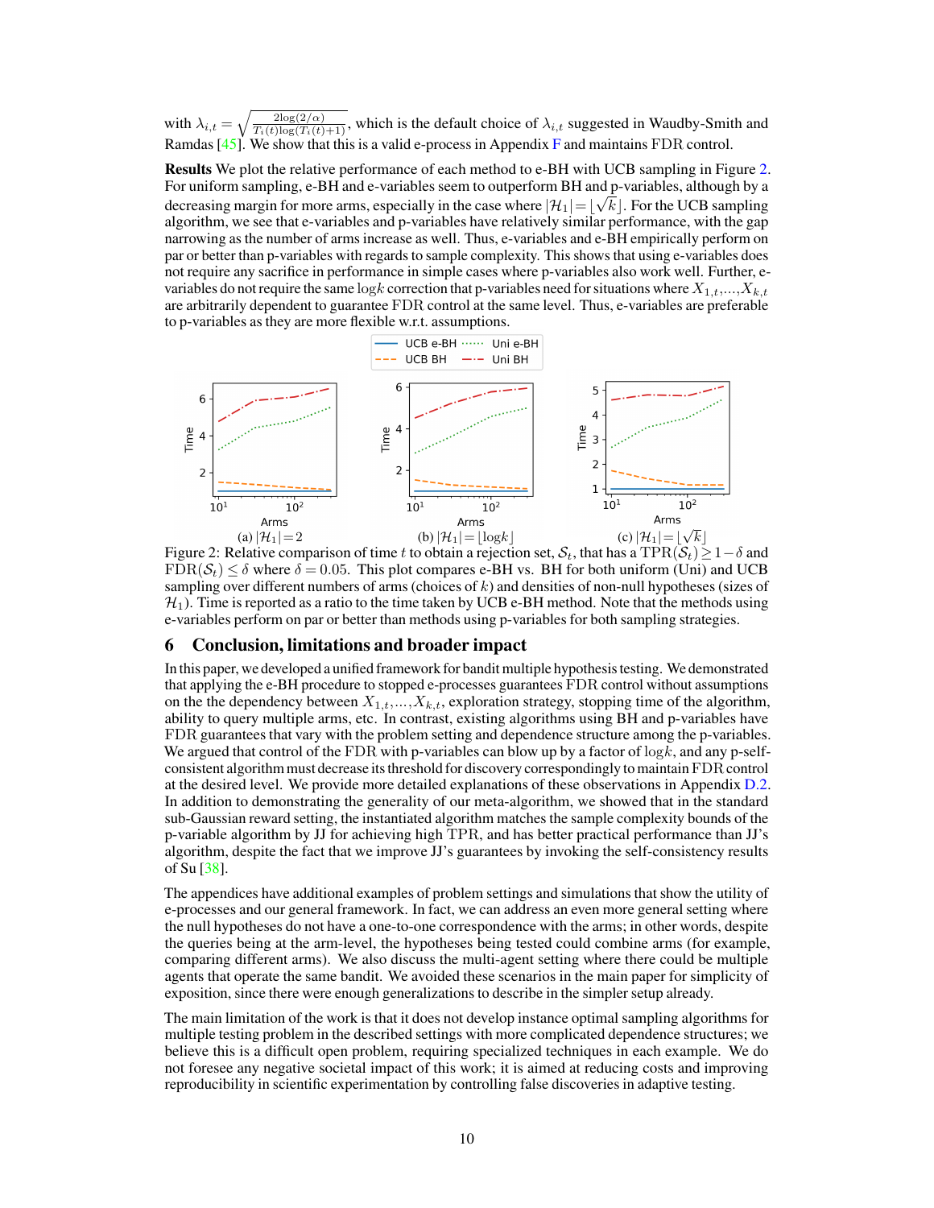with $\lambda_{i,t} = \sqrt{\frac{2\log(2/\alpha)}{T_i(t)\log(T_i(t)+1)}}$, which is the default choice of $\lambda_{i,t}$ suggested in Waudby-Smith and Ramdas [45]. We show that this is a valid e-process in Appendix F and maintains FDR control.

**Results** We plot the relative performance of each method to e-BH with UCB sampling in Figure 2. For uniform sampling, e-BH and e-variables seem to outperform BH and p-variables, although by a decreasing margin for more arms, especially in the case where $|\mathcal{H}_1| = \lfloor\sqrt{k}\rfloor$. For the UCB sampling algorithm, we see that e-variables and p-variables have relatively similar performance, with the gap narrowing as the number of arms increase as well. Thus, e-variables and e-BH empirically perform on par or better than p-variables with regards to sample complexity. This shows that using e-variables does not require any sacrifice in performance in simple cases where p-variables also work well. Further, e-variables do not require the same $\log k$ correction that p-variables need for situations where $X_{1,t},\ldots,X_{k,t}$ are arbitrarily dependent to guarantee FDR control at the same level. Thus, e-variables are preferable to p-variables as they are more flexible w.r.t. assumptions.

(a) $|\mathcal{H}_1| = 2$ (b) $|\mathcal{H}_1| = \lfloor\log k\rfloor$ (c) $|\mathcal{H}_1| = \lfloor\sqrt{k}\rfloor$

Figure 2: Relative comparison of time $t$ to obtain a rejection set, $\mathcal{S}_t$, that has a $\mathrm{TPR}(\mathcal{S}_t) \geq 1-\delta$ and $\mathrm{FDR}(\mathcal{S}_t) \leq \delta$ where $\delta = 0.05$. This plot compares e-BH vs. BH for both uniform (Uni) and UCB sampling over different numbers of arms (choices of $k$) and densities of non-null hypotheses (sizes of $\mathcal{H}_1$). Time is reported as a ratio to the time taken by UCB e-BH method. Note that the methods using e-variables perform on par or better than methods using p-variables for both sampling strategies.

## 6 Conclusion, limitations and broader impact

In this paper, we developed a unified framework for bandit multiple hypothesis testing. We demonstrated that applying the e-BH procedure to stopped e-processes guarantees FDR control without assumptions on the the dependency between $X_{1,t},\ldots,X_{k,t}$, exploration strategy, stopping time of the algorithm, ability to query multiple arms, etc. In contrast, existing algorithms using BH and p-variables have FDR guarantees that vary with the problem setting and dependence structure among the p-variables. We argued that control of the FDR with p-variables can blow up by a factor of $\log k$, and any p-self-consistent algorithm must decrease its threshold for discovery correspondingly to maintain FDR control at the desired level. We provide more detailed explanations of these observations in Appendix D.2. In addition to demonstrating the generality of our meta-algorithm, we showed that in the standard sub-Gaussian reward setting, the instantiated algorithm matches the sample complexity bounds of the p-variable algorithm by JJ for achieving high TPR, and has better practical performance than JJ's algorithm, despite the fact that we improve JJ's guarantees by invoking the self-consistency results of Su [38].

The appendices have additional examples of problem settings and simulations that show the utility of e-processes and our general framework. In fact, we can address an even more general setting where the null hypotheses do not have a one-to-one correspondence with the arms; in other words, despite the queries being at the arm-level, the hypotheses being tested could combine arms (for example, comparing different arms). We also discuss the multi-agent setting where there could be multiple agents that operate the same bandit. We avoided these scenarios in the main paper for simplicity of exposition, since there were enough generalizations to describe in the simpler setup already.

The main limitation of the work is that it does not develop instance optimal sampling algorithms for multiple testing problem in the described settings with more complicated dependence structures; we believe this is a difficult open problem, requiring specialized techniques in each example. We do not foresee any negative societal impact of this work; it is aimed at reducing costs and improving reproducibility in scientific experimentation by controlling false discoveries in adaptive testing.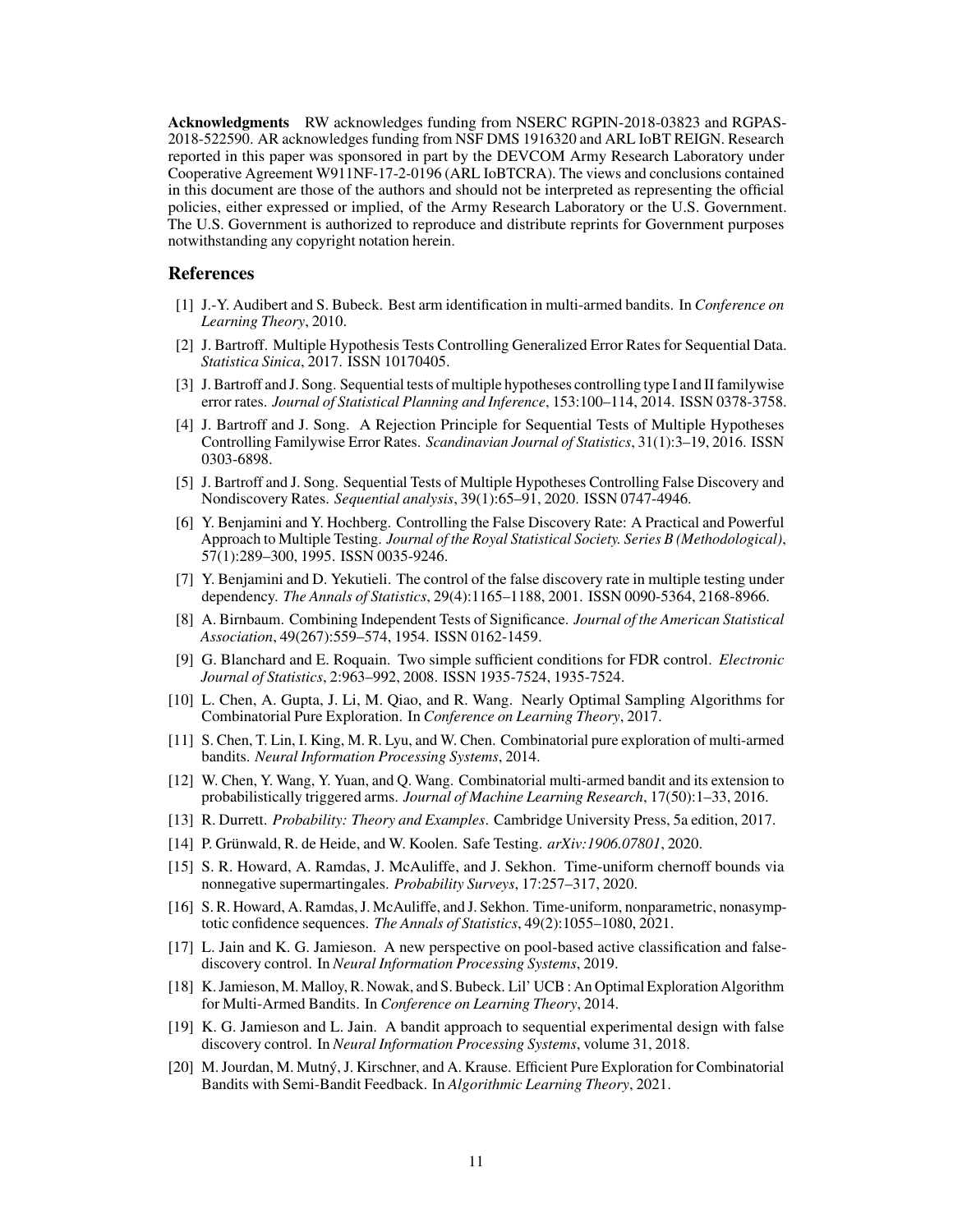**Acknowledgments** RW acknowledges funding from NSERC RGPIN-2018-03823 and RGPAS-2018-522590. AR acknowledges funding from NSF DMS 1916320 and ARL IoBT REIGN. Research reported in this paper was sponsored in part by the DEVCOM Army Research Laboratory under Cooperative Agreement W911NF-17-2-0196 (ARL IoBTCRA). The views and conclusions contained in this document are those of the authors and should not be interpreted as representing the official policies, either expressed or implied, of the Army Research Laboratory or the U.S. Government. The U.S. Government is authorized to reproduce and distribute reprints for Government purposes notwithstanding any copyright notation herein.

## References

[1] J.-Y. Audibert and S. Bubeck. Best arm identification in multi-armed bandits. In *Conference on Learning Theory*, 2010.

[2] J. Bartroff. Multiple Hypothesis Tests Controlling Generalized Error Rates for Sequential Data. *Statistica Sinica*, 2017. ISSN 10170405.

[3] J. Bartroff and J. Song. Sequential tests of multiple hypotheses controlling type I and II familywise error rates. *Journal of Statistical Planning and Inference*, 153:100–114, 2014. ISSN 0378-3758.

[4] J. Bartroff and J. Song. A Rejection Principle for Sequential Tests of Multiple Hypotheses Controlling Familywise Error Rates. *Scandinavian Journal of Statistics*, 31(1):3–19, 2016. ISSN 0303-6898.

[5] J. Bartroff and J. Song. Sequential Tests of Multiple Hypotheses Controlling False Discovery and Nondiscovery Rates. *Sequential analysis*, 39(1):65–91, 2020. ISSN 0747-4946.

[6] Y. Benjamini and Y. Hochberg. Controlling the False Discovery Rate: A Practical and Powerful Approach to Multiple Testing. *Journal of the Royal Statistical Society. Series B (Methodological)*, 57(1):289–300, 1995. ISSN 0035-9246.

[7] Y. Benjamini and D. Yekutieli. The control of the false discovery rate in multiple testing under dependency. *The Annals of Statistics*, 29(4):1165–1188, 2001. ISSN 0090-5364, 2168-8966.

[8] A. Birnbaum. Combining Independent Tests of Significance. *Journal of the American Statistical Association*, 49(267):559–574, 1954. ISSN 0162-1459.

[9] G. Blanchard and E. Roquain. Two simple sufficient conditions for FDR control. *Electronic Journal of Statistics*, 2:963–992, 2008. ISSN 1935-7524, 1935-7524.

[10] L. Chen, A. Gupta, J. Li, M. Qiao, and R. Wang. Nearly Optimal Sampling Algorithms for Combinatorial Pure Exploration. In *Conference on Learning Theory*, 2017.

[11] S. Chen, T. Lin, I. King, M. R. Lyu, and W. Chen. Combinatorial pure exploration of multi-armed bandits. *Neural Information Processing Systems*, 2014.

[12] W. Chen, Y. Wang, Y. Yuan, and Q. Wang. Combinatorial multi-armed bandit and its extension to probabilistically triggered arms. *Journal of Machine Learning Research*, 17(50):1–33, 2016.

[13] R. Durrett. *Probability: Theory and Examples*. Cambridge University Press, 5a edition, 2017.

[14] P. Grünwald, R. de Heide, and W. Koolen. Safe Testing. *arXiv:1906.07801*, 2020.

[15] S. R. Howard, A. Ramdas, J. McAuliffe, and J. Sekhon. Time-uniform chernoff bounds via nonnegative supermartingales. *Probability Surveys*, 17:257–317, 2020.

[16] S. R. Howard, A. Ramdas, J. McAuliffe, and J. Sekhon. Time-uniform, nonparametric, nonasymptotic confidence sequences. *The Annals of Statistics*, 49(2):1055–1080, 2021.

[17] L. Jain and K. G. Jamieson. A new perspective on pool-based active classification and false-discovery control. In *Neural Information Processing Systems*, 2019.

[18] K. Jamieson, M. Malloy, R. Nowak, and S. Bubeck. Lil' UCB : An Optimal Exploration Algorithm for Multi-Armed Bandits. In *Conference on Learning Theory*, 2014.

[19] K. G. Jamieson and L. Jain. A bandit approach to sequential experimental design with false discovery control. In *Neural Information Processing Systems*, volume 31, 2018.

[20] M. Jourdan, M. Mutný, J. Kirschner, and A. Krause. Efficient Pure Exploration for Combinatorial Bandits with Semi-Bandit Feedback. In *Algorithmic Learning Theory*, 2021.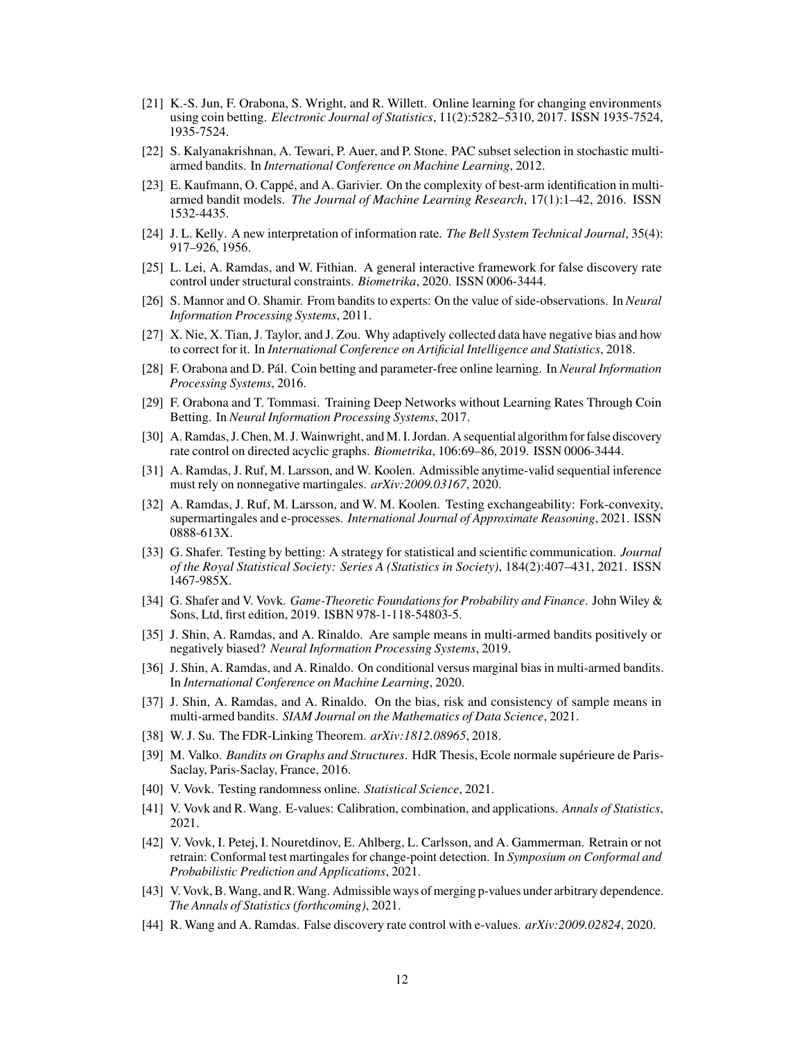[21] K.-S. Jun, F. Orabona, S. Wright, and R. Willett. Online learning for changing environments using coin betting. *Electronic Journal of Statistics*, 11(2):5282–5310, 2017. ISSN 1935-7524, 1935-7524.

[22] S. Kalyanakrishnan, A. Tewari, P. Auer, and P. Stone. PAC subset selection in stochastic multi-armed bandits. In *International Conference on Machine Learning*, 2012.

[23] E. Kaufmann, O. Cappé, and A. Garivier. On the complexity of best-arm identification in multi-armed bandit models. *The Journal of Machine Learning Research*, 17(1):1–42, 2016. ISSN 1532-4435.

[24] J. L. Kelly. A new interpretation of information rate. *The Bell System Technical Journal*, 35(4): 917–926, 1956.

[25] L. Lei, A. Ramdas, and W. Fithian. A general interactive framework for false discovery rate control under structural constraints. *Biometrika*, 2020. ISSN 0006-3444.

[26] S. Mannor and O. Shamir. From bandits to experts: On the value of side-observations. In *Neural Information Processing Systems*, 2011.

[27] X. Nie, X. Tian, J. Taylor, and J. Zou. Why adaptively collected data have negative bias and how to correct for it. In *International Conference on Artificial Intelligence and Statistics*, 2018.

[28] F. Orabona and D. Pál. Coin betting and parameter-free online learning. In *Neural Information Processing Systems*, 2016.

[29] F. Orabona and T. Tommasi. Training Deep Networks without Learning Rates Through Coin Betting. In *Neural Information Processing Systems*, 2017.

[30] A. Ramdas, J. Chen, M. J. Wainwright, and M. I. Jordan. A sequential algorithm for false discovery rate control on directed acyclic graphs. *Biometrika*, 106:69–86, 2019. ISSN 0006-3444.

[31] A. Ramdas, J. Ruf, M. Larsson, and W. Koolen. Admissible anytime-valid sequential inference must rely on nonnegative martingales. *arXiv:2009.03167*, 2020.

[32] A. Ramdas, J. Ruf, M. Larsson, and W. M. Koolen. Testing exchangeability: Fork-convexity, supermartingales and e-processes. *International Journal of Approximate Reasoning*, 2021. ISSN 0888-613X.

[33] G. Shafer. Testing by betting: A strategy for statistical and scientific communication. *Journal of the Royal Statistical Society: Series A (Statistics in Society)*, 184(2):407–431, 2021. ISSN 1467-985X.

[34] G. Shafer and V. Vovk. *Game-Theoretic Foundations for Probability and Finance*. John Wiley & Sons, Ltd, first edition, 2019. ISBN 978-1-118-54803-5.

[35] J. Shin, A. Ramdas, and A. Rinaldo. Are sample means in multi-armed bandits positively or negatively biased? *Neural Information Processing Systems*, 2019.

[36] J. Shin, A. Ramdas, and A. Rinaldo. On conditional versus marginal bias in multi-armed bandits. In *International Conference on Machine Learning*, 2020.

[37] J. Shin, A. Ramdas, and A. Rinaldo. On the bias, risk and consistency of sample means in multi-armed bandits. *SIAM Journal on the Mathematics of Data Science*, 2021.

[38] W. J. Su. The FDR-Linking Theorem. *arXiv:1812.08965*, 2018.

[39] M. Valko. *Bandits on Graphs and Structures*. HdR Thesis, Ecole normale supérieure de Paris-Saclay, Paris-Saclay, France, 2016.

[40] V. Vovk. Testing randomness online. *Statistical Science*, 2021.

[41] V. Vovk and R. Wang. E-values: Calibration, combination, and applications. *Annals of Statistics*, 2021.

[42] V. Vovk, I. Petej, I. Nouretdinov, E. Ahlberg, L. Carlsson, and A. Gammerman. Retrain or not retrain: Conformal test martingales for change-point detection. In *Symposium on Conformal and Probabilistic Prediction and Applications*, 2021.

[43] V. Vovk, B. Wang, and R. Wang. Admissible ways of merging p-values under arbitrary dependence. *The Annals of Statistics (forthcoming)*, 2021.

[44] R. Wang and A. Ramdas. False discovery rate control with e-values. *arXiv:2009.02824*, 2020.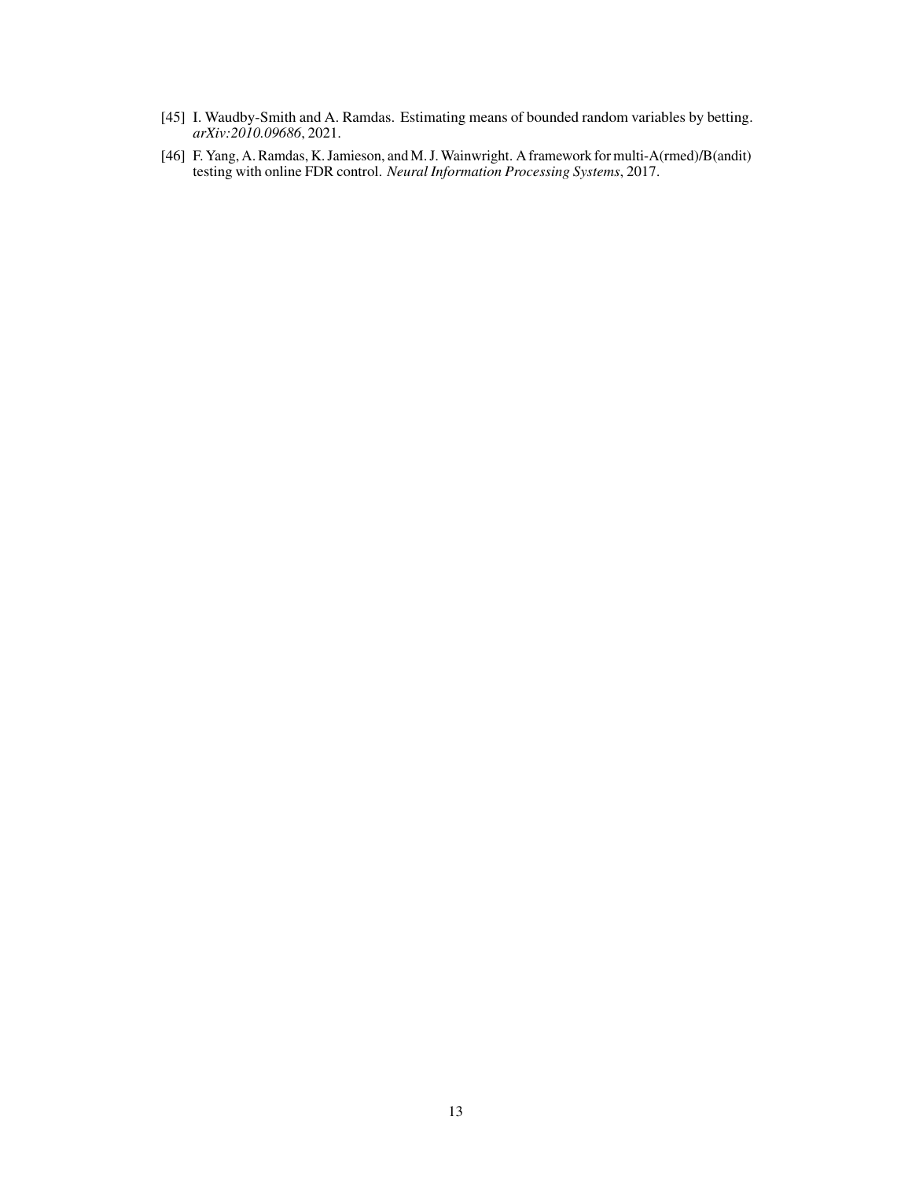[45] I. Waudby-Smith and A. Ramdas. Estimating means of bounded random variables by betting. *arXiv:2010.09686*, 2021.

[46] F. Yang, A. Ramdas, K. Jamieson, and M. J. Wainwright. A framework for multi-A(rmed)/B(andit) testing with online FDR control. *Neural Information Processing Systems*, 2017.